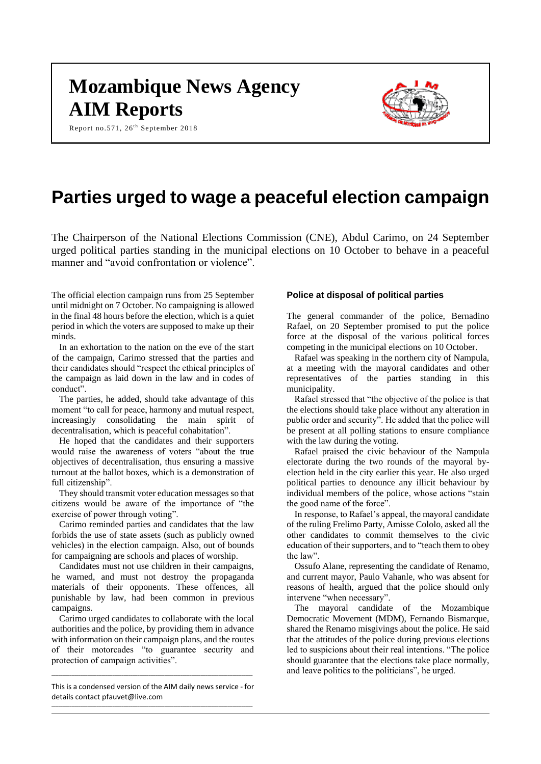# Mozambique News Agency
# AIM Reports

Report no.571, 26th September 2018

# Parties urged to wage a peaceful election campaign

The Chairperson of the National Elections Commission (CNE), Abdul Carimo, on 24 September urged political parties standing in the municipal elections on 10 October to behave in a peaceful manner and "avoid confrontation or violence".

The official election campaign runs from 25 September until midnight on 7 October. No campaigning is allowed in the final 48 hours before the election, which is a quiet period in which the voters are supposed to make up their minds.

In an exhortation to the nation on the eve of the start of the campaign, Carimo stressed that the parties and their candidates should "respect the ethical principles of the campaign as laid down in the law and in codes of conduct".

The parties, he added, should take advantage of this moment "to call for peace, harmony and mutual respect, increasingly consolidating the main spirit of decentralisation, which is peaceful cohabitation".

He hoped that the candidates and their supporters would raise the awareness of voters "about the true objectives of decentralisation, thus ensuring a massive turnout at the ballot boxes, which is a demonstration of full citizenship".

They should transmit voter education messages so that citizens would be aware of the importance of "the exercise of power through voting".

Carimo reminded parties and candidates that the law forbids the use of state assets (such as publicly owned vehicles) in the election campaign. Also, out of bounds for campaigning are schools and places of worship.

Candidates must not use children in their campaigns, he warned, and must not destroy the propaganda materials of their opponents. These offences, all punishable by law, had been common in previous campaigns.

Carimo urged candidates to collaborate with the local authorities and the police, by providing them in advance with information on their campaign plans, and the routes of their motorcades "to guarantee security and protection of campaign activities".

This is a condensed version of the AIM daily news service - for details contact pfauvet@live.com

### Police at disposal of political parties

The general commander of the police, Bernadino Rafael, on 20 September promised to put the police force at the disposal of the various political forces competing in the municipal elections on 10 October.

Rafael was speaking in the northern city of Nampula, at a meeting with the mayoral candidates and other representatives of the parties standing in this municipality.

Rafael stressed that "the objective of the police is that the elections should take place without any alteration in public order and security". He added that the police will be present at all polling stations to ensure compliance with the law during the voting.

Rafael praised the civic behaviour of the Nampula electorate during the two rounds of the mayoral by-election held in the city earlier this year. He also urged political parties to denounce any illicit behaviour by individual members of the police, whose actions "stain the good name of the force".

In response, to Rafael's appeal, the mayoral candidate of the ruling Frelimo Party, Amisse Cololo, asked all the other candidates to commit themselves to the civic education of their supporters, and to "teach them to obey the law".

Ossufo Alane, representing the candidate of Renamo, and current mayor, Paulo Vahanle, who was absent for reasons of health, argued that the police should only intervene "when necessary".

The mayoral candidate of the Mozambique Democratic Movement (MDM), Fernando Bismarque, shared the Renamo misgivings about the police. He said that the attitudes of the police during previous elections led to suspicions about their real intentions. "The police should guarantee that the elections take place normally, and leave politics to the politicians", he urged.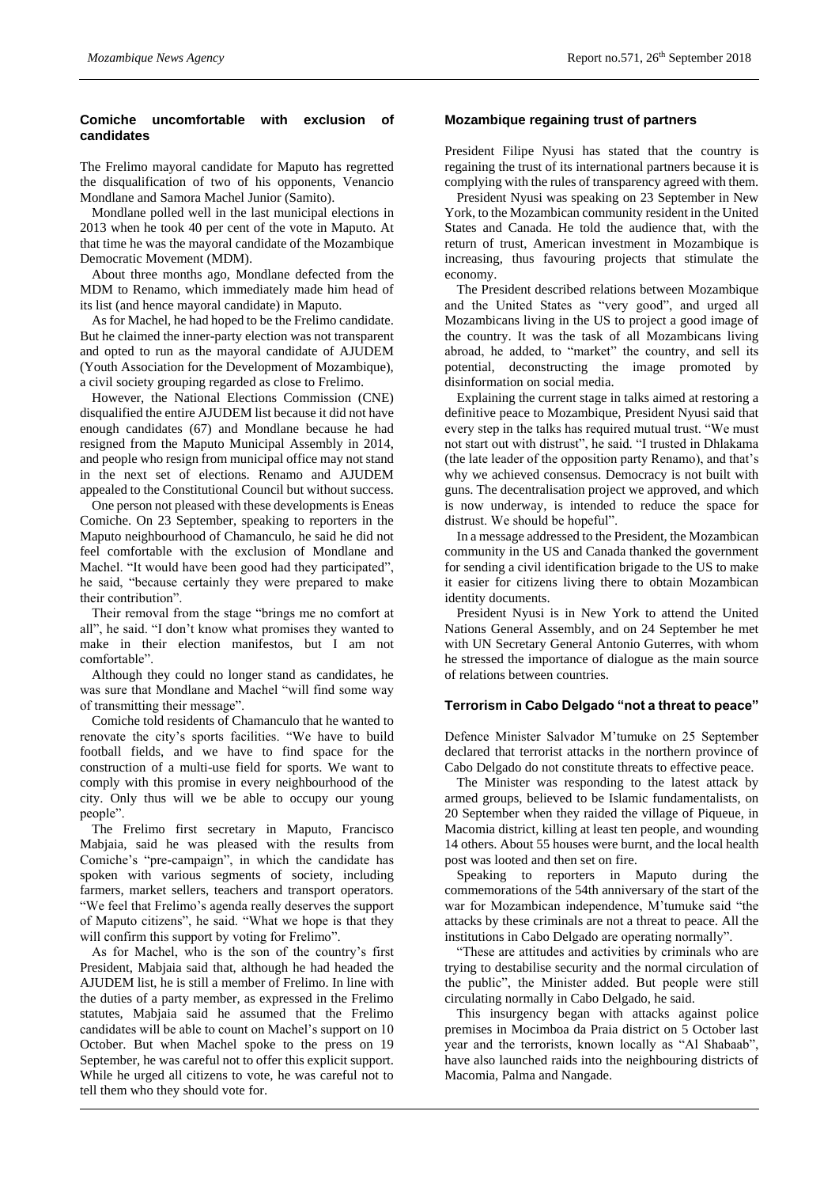### Comiche uncomfortable with exclusion of candidates

The Frelimo mayoral candidate for Maputo has regretted the disqualification of two of his opponents, Venancio Mondlane and Samora Machel Junior (Samito).

Mondlane polled well in the last municipal elections in 2013 when he took 40 per cent of the vote in Maputo. At that time he was the mayoral candidate of the Mozambique Democratic Movement (MDM).

About three months ago, Mondlane defected from the MDM to Renamo, which immediately made him head of its list (and hence mayoral candidate) in Maputo.

As for Machel, he had hoped to be the Frelimo candidate. But he claimed the inner-party election was not transparent and opted to run as the mayoral candidate of AJUDEM (Youth Association for the Development of Mozambique), a civil society grouping regarded as close to Frelimo.

However, the National Elections Commission (CNE) disqualified the entire AJUDEM list because it did not have enough candidates (67) and Mondlane because he had resigned from the Maputo Municipal Assembly in 2014, and people who resign from municipal office may not stand in the next set of elections. Renamo and AJUDEM appealed to the Constitutional Council but without success.

One person not pleased with these developments is Eneas Comiche. On 23 September, speaking to reporters in the Maputo neighbourhood of Chamanculo, he said he did not feel comfortable with the exclusion of Mondlane and Machel. "It would have been good had they participated", he said, "because certainly they were prepared to make their contribution".

Their removal from the stage "brings me no comfort at all", he said. "I don't know what promises they wanted to make in their election manifestos, but I am not comfortable".

Although they could no longer stand as candidates, he was sure that Mondlane and Machel "will find some way of transmitting their message".

Comiche told residents of Chamanculo that he wanted to renovate the city's sports facilities. "We have to build football fields, and we have to find space for the construction of a multi-use field for sports. We want to comply with this promise in every neighbourhood of the city. Only thus will we be able to occupy our young people".

The Frelimo first secretary in Maputo, Francisco Mabjaia, said he was pleased with the results from Comiche's "pre-campaign", in which the candidate has spoken with various segments of society, including farmers, market sellers, teachers and transport operators. "We feel that Frelimo's agenda really deserves the support of Maputo citizens", he said. "What we hope is that they will confirm this support by voting for Frelimo".

As for Machel, who is the son of the country's first President, Mabjaia said that, although he had headed the AJUDEM list, he is still a member of Frelimo. In line with the duties of a party member, as expressed in the Frelimo statutes, Mabjaia said he assumed that the Frelimo candidates will be able to count on Machel's support on 10 October. But when Machel spoke to the press on 19 September, he was careful not to offer this explicit support. While he urged all citizens to vote, he was careful not to tell them who they should vote for.

### Mozambique regaining trust of partners

President Filipe Nyusi has stated that the country is regaining the trust of its international partners because it is complying with the rules of transparency agreed with them.

President Nyusi was speaking on 23 September in New York, to the Mozambican community resident in the United States and Canada. He told the audience that, with the return of trust, American investment in Mozambique is increasing, thus favouring projects that stimulate the economy.

The President described relations between Mozambique and the United States as "very good", and urged all Mozambicans living in the US to project a good image of the country. It was the task of all Mozambicans living abroad, he added, to "market" the country, and sell its potential, deconstructing the image promoted by disinformation on social media.

Explaining the current stage in talks aimed at restoring a definitive peace to Mozambique, President Nyusi said that every step in the talks has required mutual trust. "We must not start out with distrust", he said. "I trusted in Dhlakama (the late leader of the opposition party Renamo), and that's why we achieved consensus. Democracy is not built with guns. The decentralisation project we approved, and which is now underway, is intended to reduce the space for distrust. We should be hopeful".

In a message addressed to the President, the Mozambican community in the US and Canada thanked the government for sending a civil identification brigade to the US to make it easier for citizens living there to obtain Mozambican identity documents.

President Nyusi is in New York to attend the United Nations General Assembly, and on 24 September he met with UN Secretary General Antonio Guterres, with whom he stressed the importance of dialogue as the main source of relations between countries.

### Terrorism in Cabo Delgado "not a threat to peace"

Defence Minister Salvador M'tumuke on 25 September declared that terrorist attacks in the northern province of Cabo Delgado do not constitute threats to effective peace.

The Minister was responding to the latest attack by armed groups, believed to be Islamic fundamentalists, on 20 September when they raided the village of Piqueue, in Macomia district, killing at least ten people, and wounding 14 others. About 55 houses were burnt, and the local health post was looted and then set on fire.

Speaking to reporters in Maputo during the commemorations of the 54th anniversary of the start of the war for Mozambican independence, M'tumuke said "the attacks by these criminals are not a threat to peace. All the institutions in Cabo Delgado are operating normally".

"These are attitudes and activities by criminals who are trying to destabilise security and the normal circulation of the public", the Minister added. But people were still circulating normally in Cabo Delgado, he said.

This insurgency began with attacks against police premises in Mocimboa da Praia district on 5 October last year and the terrorists, known locally as "Al Shabaab", have also launched raids into the neighbouring districts of Macomia, Palma and Nangade.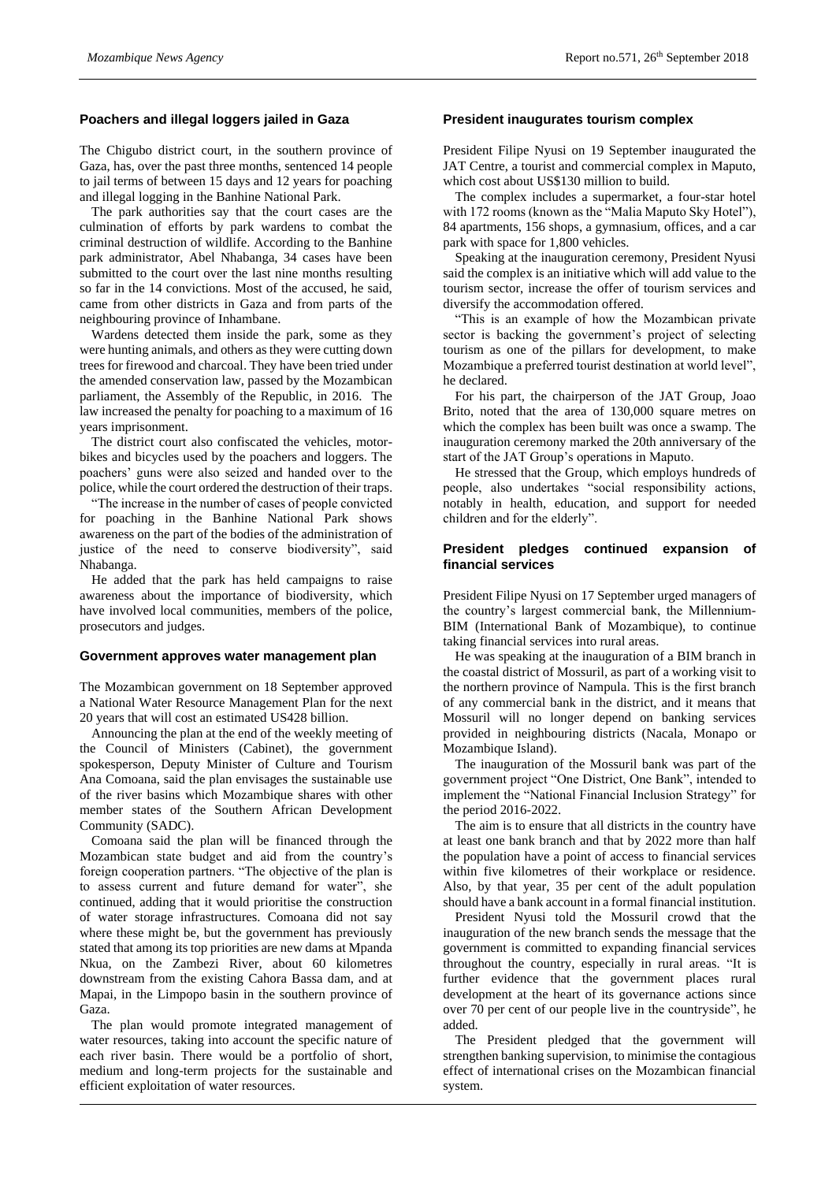## Poachers and illegal loggers jailed in Gaza

The Chigubo district court, in the southern province of Gaza, has, over the past three months, sentenced 14 people to jail terms of between 15 days and 12 years for poaching and illegal logging in the Banhine National Park.

The park authorities say that the court cases are the culmination of efforts by park wardens to combat the criminal destruction of wildlife. According to the Banhine park administrator, Abel Nhabanga, 34 cases have been submitted to the court over the last nine months resulting so far in the 14 convictions. Most of the accused, he said, came from other districts in Gaza and from parts of the neighbouring province of Inhambane.

Wardens detected them inside the park, some as they were hunting animals, and others as they were cutting down trees for firewood and charcoal. They have been tried under the amended conservation law, passed by the Mozambican parliament, the Assembly of the Republic, in 2016. The law increased the penalty for poaching to a maximum of 16 years imprisonment.

The district court also confiscated the vehicles, motor-bikes and bicycles used by the poachers and loggers. The poachers' guns were also seized and handed over to the police, while the court ordered the destruction of their traps.

"The increase in the number of cases of people convicted for poaching in the Banhine National Park shows awareness on the part of the bodies of the administration of justice of the need to conserve biodiversity", said Nhabanga.

He added that the park has held campaigns to raise awareness about the importance of biodiversity, which have involved local communities, members of the police, prosecutors and judges.

## Government approves water management plan

The Mozambican government on 18 September approved a National Water Resource Management Plan for the next 20 years that will cost an estimated US428 billion.

Announcing the plan at the end of the weekly meeting of the Council of Ministers (Cabinet), the government spokesperson, Deputy Minister of Culture and Tourism Ana Comoana, said the plan envisages the sustainable use of the river basins which Mozambique shares with other member states of the Southern African Development Community (SADC).

Comoana said the plan will be financed through the Mozambican state budget and aid from the country's foreign cooperation partners. "The objective of the plan is to assess current and future demand for water", she continued, adding that it would prioritise the construction of water storage infrastructures. Comoana did not say where these might be, but the government has previously stated that among its top priorities are new dams at Mpanda Nkua, on the Zambezi River, about 60 kilometres downstream from the existing Cahora Bassa dam, and at Mapai, in the Limpopo basin in the southern province of Gaza.

The plan would promote integrated management of water resources, taking into account the specific nature of each river basin. There would be a portfolio of short, medium and long-term projects for the sustainable and efficient exploitation of water resources.

## President inaugurates tourism complex

President Filipe Nyusi on 19 September inaugurated the JAT Centre, a tourist and commercial complex in Maputo, which cost about US$130 million to build.

The complex includes a supermarket, a four-star hotel with 172 rooms (known as the "Malia Maputo Sky Hotel"), 84 apartments, 156 shops, a gymnasium, offices, and a car park with space for 1,800 vehicles.

Speaking at the inauguration ceremony, President Nyusi said the complex is an initiative which will add value to the tourism sector, increase the offer of tourism services and diversify the accommodation offered.

"This is an example of how the Mozambican private sector is backing the government's project of selecting tourism as one of the pillars for development, to make Mozambique a preferred tourist destination at world level", he declared.

For his part, the chairperson of the JAT Group, Joao Brito, noted that the area of 130,000 square metres on which the complex has been built was once a swamp. The inauguration ceremony marked the 20th anniversary of the start of the JAT Group's operations in Maputo.

He stressed that the Group, which employs hundreds of people, also undertakes "social responsibility actions, notably in health, education, and support for needed children and for the elderly".

## President pledges continued expansion of financial services

President Filipe Nyusi on 17 September urged managers of the country's largest commercial bank, the Millennium-BIM (International Bank of Mozambique), to continue taking financial services into rural areas.

He was speaking at the inauguration of a BIM branch in the coastal district of Mossuril, as part of a working visit to the northern province of Nampula. This is the first branch of any commercial bank in the district, and it means that Mossuril will no longer depend on banking services provided in neighbouring districts (Nacala, Monapo or Mozambique Island).

The inauguration of the Mossuril bank was part of the government project "One District, One Bank", intended to implement the "National Financial Inclusion Strategy" for the period 2016-2022.

The aim is to ensure that all districts in the country have at least one bank branch and that by 2022 more than half the population have a point of access to financial services within five kilometres of their workplace or residence. Also, by that year, 35 per cent of the adult population should have a bank account in a formal financial institution.

President Nyusi told the Mossuril crowd that the inauguration of the new branch sends the message that the government is committed to expanding financial services throughout the country, especially in rural areas. "It is further evidence that the government places rural development at the heart of its governance actions since over 70 per cent of our people live in the countryside", he added.

The President pledged that the government will strengthen banking supervision, to minimise the contagious effect of international crises on the Mozambican financial system.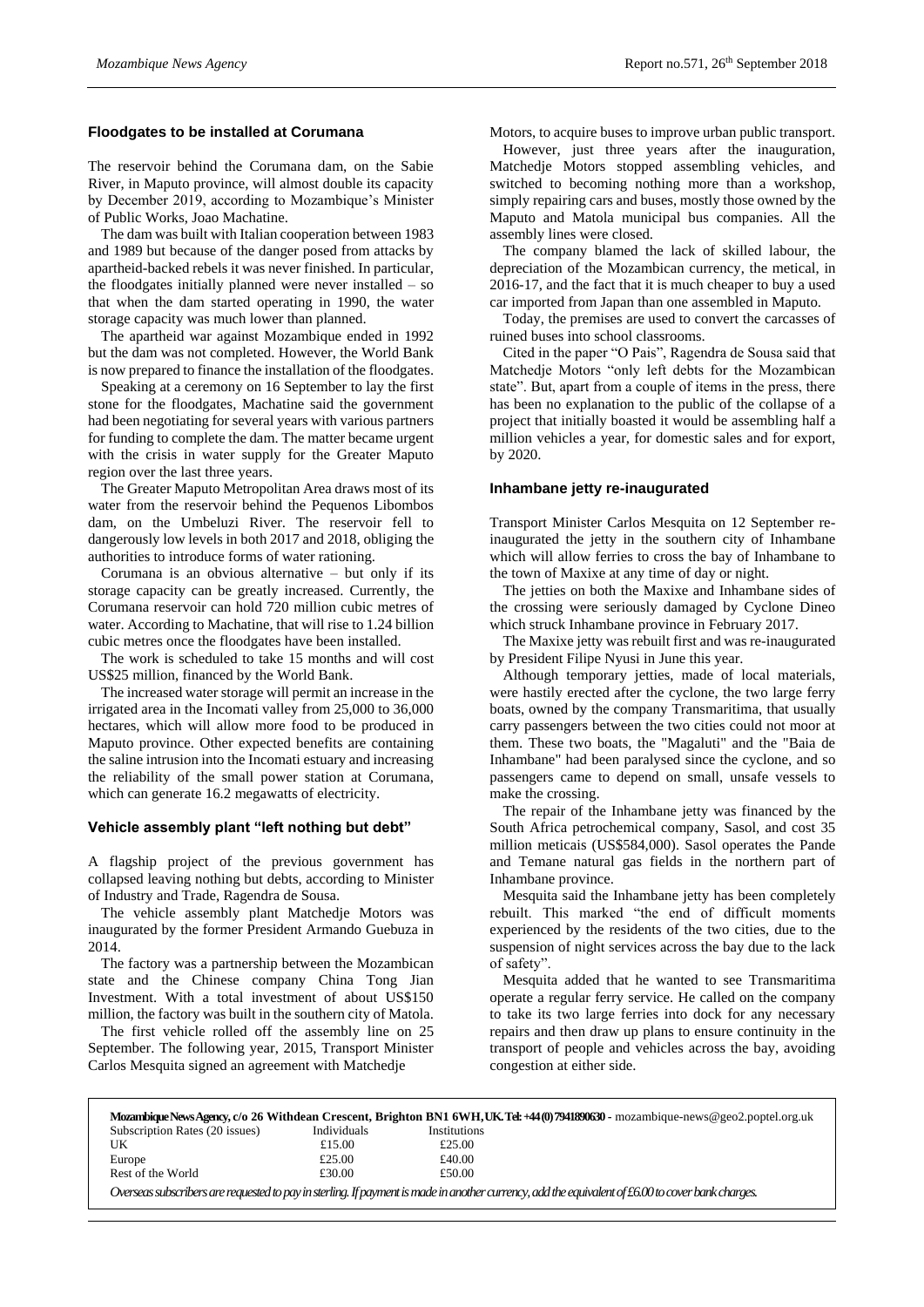## Floodgates to be installed at Corumana

The reservoir behind the Corumana dam, on the Sabie River, in Maputo province, will almost double its capacity by December 2019, according to Mozambique's Minister of Public Works, Joao Machatine.

The dam was built with Italian cooperation between 1983 and 1989 but because of the danger posed from attacks by apartheid-backed rebels it was never finished. In particular, the floodgates initially planned were never installed – so that when the dam started operating in 1990, the water storage capacity was much lower than planned.

The apartheid war against Mozambique ended in 1992 but the dam was not completed. However, the World Bank is now prepared to finance the installation of the floodgates.

Speaking at a ceremony on 16 September to lay the first stone for the floodgates, Machatine said the government had been negotiating for several years with various partners for funding to complete the dam. The matter became urgent with the crisis in water supply for the Greater Maputo region over the last three years.

The Greater Maputo Metropolitan Area draws most of its water from the reservoir behind the Pequenos Libombos dam, on the Umbeluzi River. The reservoir fell to dangerously low levels in both 2017 and 2018, obliging the authorities to introduce forms of water rationing.

Corumana is an obvious alternative – but only if its storage capacity can be greatly increased. Currently, the Corumana reservoir can hold 720 million cubic metres of water. According to Machatine, that will rise to 1.24 billion cubic metres once the floodgates have been installed.

The work is scheduled to take 15 months and will cost US$25 million, financed by the World Bank.

The increased water storage will permit an increase in the irrigated area in the Incomati valley from 25,000 to 36,000 hectares, which will allow more food to be produced in Maputo province. Other expected benefits are containing the saline intrusion into the Incomati estuary and increasing the reliability of the small power station at Corumana, which can generate 16.2 megawatts of electricity.

## Vehicle assembly plant "left nothing but debt"

A flagship project of the previous government has collapsed leaving nothing but debts, according to Minister of Industry and Trade, Ragendra de Sousa.

The vehicle assembly plant Matchedje Motors was inaugurated by the former President Armando Guebuza in 2014.

The factory was a partnership between the Mozambican state and the Chinese company China Tong Jian Investment. With a total investment of about US$150 million, the factory was built in the southern city of Matola.

The first vehicle rolled off the assembly line on 25 September. The following year, 2015, Transport Minister Carlos Mesquita signed an agreement with Matchedje Motors, to acquire buses to improve urban public transport.

However, just three years after the inauguration, Matchedje Motors stopped assembling vehicles, and switched to becoming nothing more than a workshop, simply repairing cars and buses, mostly those owned by the Maputo and Matola municipal bus companies. All the assembly lines were closed.

The company blamed the lack of skilled labour, the depreciation of the Mozambican currency, the metical, in 2016-17, and the fact that it is much cheaper to buy a used car imported from Japan than one assembled in Maputo.

Today, the premises are used to convert the carcasses of ruined buses into school classrooms.

Cited in the paper "O Pais", Ragendra de Sousa said that Matchedje Motors "only left debts for the Mozambican state". But, apart from a couple of items in the press, there has been no explanation to the public of the collapse of a project that initially boasted it would be assembling half a million vehicles a year, for domestic sales and for export, by 2020.

## Inhambane jetty re-inaugurated

Transport Minister Carlos Mesquita on 12 September re-inaugurated the jetty in the southern city of Inhambane which will allow ferries to cross the bay of Inhambane to the town of Maxixe at any time of day or night.

The jetties on both the Maxixe and Inhambane sides of the crossing were seriously damaged by Cyclone Dineo which struck Inhambane province in February 2017.

The Maxixe jetty was rebuilt first and was re-inaugurated by President Filipe Nyusi in June this year.

Although temporary jetties, made of local materials, were hastily erected after the cyclone, the two large ferry boats, owned by the company Transmaritima, that usually carry passengers between the two cities could not moor at them. These two boats, the "Magaluti" and the "Baia de Inhambane" had been paralysed since the cyclone, and so passengers came to depend on small, unsafe vessels to make the crossing.

The repair of the Inhambane jetty was financed by the South Africa petrochemical company, Sasol, and cost 35 million meticais (US$584,000). Sasol operates the Pande and Temane natural gas fields in the northern part of Inhambane province.

Mesquita said the Inhambane jetty has been completely rebuilt. This marked "the end of difficult moments experienced by the residents of the two cities, due to the suspension of night services across the bay due to the lack of safety".

Mesquita added that he wanted to see Transmaritima operate a regular ferry service. He called on the company to take its two large ferries into dock for any necessary repairs and then draw up plans to ensure continuity in the transport of people and vehicles across the bay, avoiding congestion at either side.

**Mozambique News Agency, c/o 26 Withdean Crescent, Brighton BN1 6WH, UK. Tel: +44 (0) 7941890630** - mozambique-news@geo2.poptel.org.uk

| Subscription Rates (20 issues) | Individuals | Institutions |
|---|---|---|
| UK | £15.00 | £25.00 |
| Europe | £25.00 | £40.00 |
| Rest of the World | £30.00 | £50.00 |

*Overseas subscribers are requested to pay in sterling. If payment is made in another currency, add the equivalent of £6.00 to cover bank charges.*